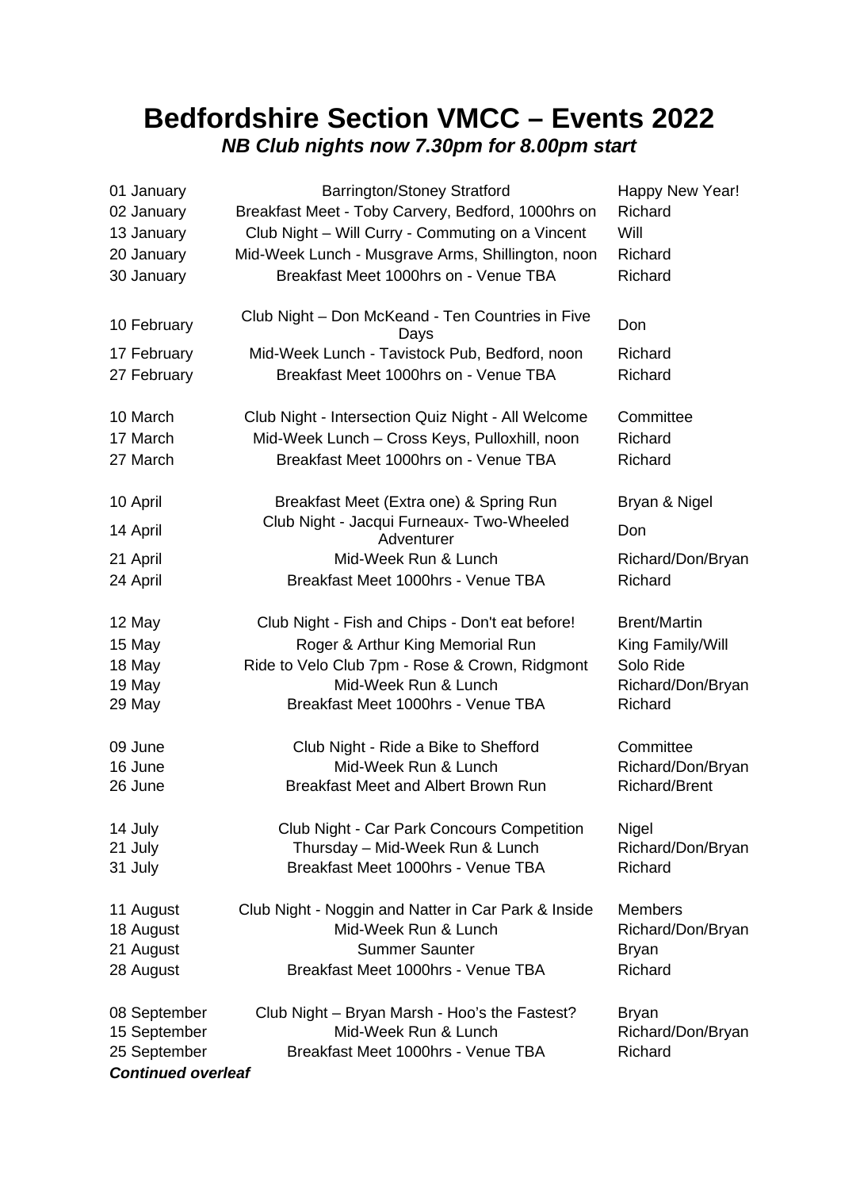# Bedfordshire Section VMCC – Events 2022

***NB Club nights now 7.30pm for 8.00pm start***

| | | |
|---|---|---|
| 01 January | Barrington/Stoney Stratford | Happy New Year! |
| 02 January | Breakfast Meet - Toby Carvery, Bedford, 1000hrs on | Richard |
| 13 January | Club Night – Will Curry - Commuting on a Vincent | Will |
| 20 January | Mid-Week Lunch - Musgrave Arms, Shillington, noon | Richard |
| 30 January | Breakfast Meet 1000hrs on - Venue TBA | Richard |
| | | |
| 10 February | Club Night – Don McKeand - Ten Countries in Five Days | Don |
| 17 February | Mid-Week Lunch - Tavistock Pub, Bedford, noon | Richard |
| 27 February | Breakfast Meet 1000hrs on - Venue TBA | Richard |
| | | |
| 10 March | Club Night - Intersection Quiz Night - All Welcome | Committee |
| 17 March | Mid-Week Lunch – Cross Keys, Pulloxhill, noon | Richard |
| 27 March | Breakfast Meet 1000hrs on - Venue TBA | Richard |
| | | |
| 10 April | Breakfast Meet (Extra one) & Spring Run | Bryan & Nigel |
| 14 April | Club Night - Jacqui Furneaux- Two-Wheeled Adventurer | Don |
| 21 April | Mid-Week Run & Lunch | Richard/Don/Bryan |
| 24 April | Breakfast Meet 1000hrs - Venue TBA | Richard |
| | | |
| 12 May | Club Night - Fish and Chips - Don't eat before! | Brent/Martin |
| 15 May | Roger & Arthur King Memorial Run | King Family/Will |
| 18 May | Ride to Velo Club 7pm - Rose & Crown, Ridgmont | Solo Ride |
| 19 May | Mid-Week Run & Lunch | Richard/Don/Bryan |
| 29 May | Breakfast Meet 1000hrs - Venue TBA | Richard |
| | | |
| 09 June | Club Night - Ride a Bike to Shefford | Committee |
| 16 June | Mid-Week Run & Lunch | Richard/Don/Bryan |
| 26 June | Breakfast Meet and Albert Brown Run | Richard/Brent |
| | | |
| 14 July | Club Night - Car Park Concours Competition | Nigel |
| 21 July | Thursday – Mid-Week Run & Lunch | Richard/Don/Bryan |
| 31 July | Breakfast Meet 1000hrs - Venue TBA | Richard |
| | | |
| 11 August | Club Night - Noggin and Natter in Car Park & Inside | Members |
| 18 August | Mid-Week Run & Lunch | Richard/Don/Bryan |
| 21 August | Summer Saunter | Bryan |
| 28 August | Breakfast Meet 1000hrs - Venue TBA | Richard |
| | | |
| 08 September | Club Night – Bryan Marsh - Hoo's the Fastest? | Bryan |
| 15 September | Mid-Week Run & Lunch | Richard/Don/Bryan |
| 25 September | Breakfast Meet 1000hrs - Venue TBA | Richard |

***Continued overleaf***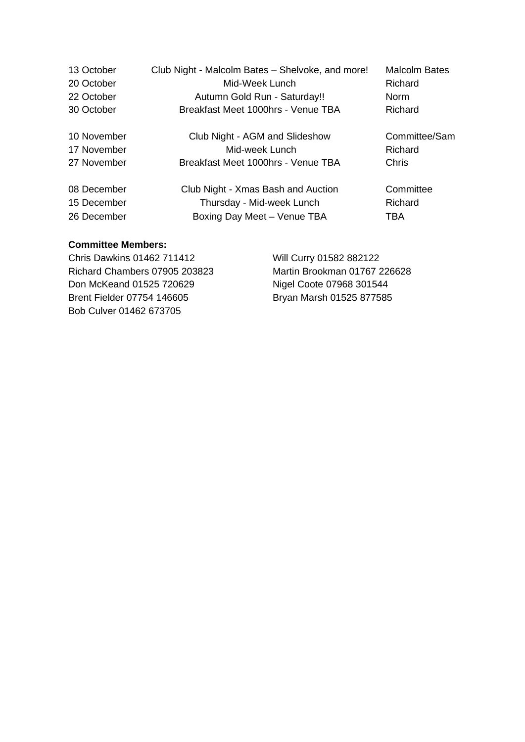| | | |
|---|---|---|
| 13 October | Club Night - Malcolm Bates – Shelvoke, and more! | Malcolm Bates |
| 20 October | Mid-Week Lunch | Richard |
| 22 October | Autumn Gold Run - Saturday!! | Norm |
| 30 October | Breakfast Meet 1000hrs - Venue TBA | Richard |
| | | |
| 10 November | Club Night - AGM and Slideshow | Committee/Sam |
| 17 November | Mid-week Lunch | Richard |
| 27 November | Breakfast Meet 1000hrs - Venue TBA | Chris |
| | | |
| 08 December | Club Night - Xmas Bash and Auction | Committee |
| 15 December | Thursday - Mid-week Lunch | Richard |
| 26 December | Boxing Day Meet – Venue TBA | TBA |

**Committee Members:**

Chris Dawkins 01462 711412
Richard Chambers 07905 203823
Don McKeand 01525 720629
Brent Fielder 07754 146605
Bob Culver 01462 673705
Will Curry 01582 882122
Martin Brookman 01767 226628
Nigel Coote 07968 301544
Bryan Marsh 01525 877585